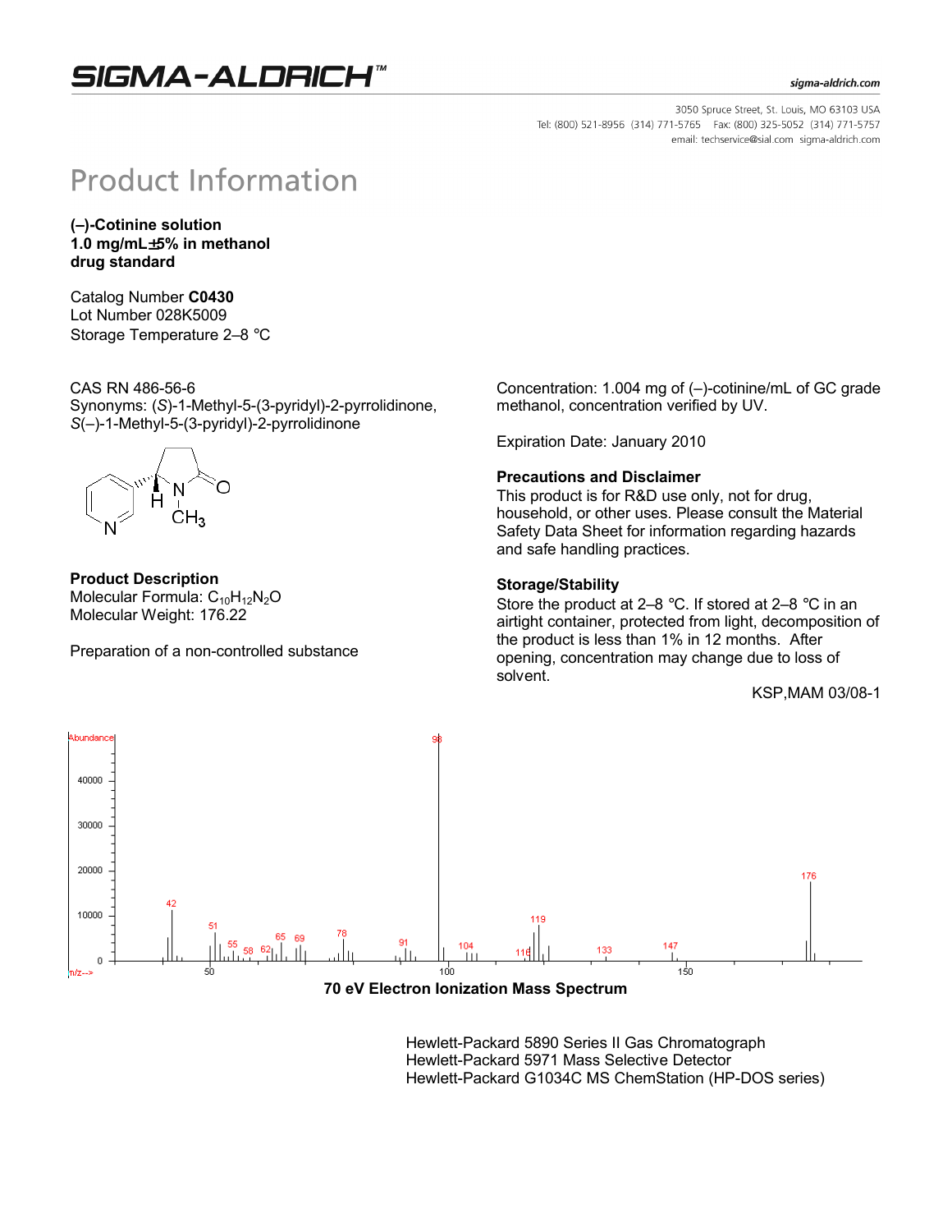SIGMA-ALDRICH™

sigma-aldrich.com

3050 Spruce Street, St. Louis, MO 63103 USA
Tel: (800) 521-8956 (314) 771-5765 Fax: (800) 325-5052 (314) 771-5757
email: techservice@sial.com sigma-aldrich.com

# Product Information

**(–)-Cotinine solution**
**1.0 mg/mL±5% in methanol**
**drug standard**

Catalog Number **C0430**
Lot Number 028K5009
Storage Temperature 2–8 °C

CAS RN 486-56-6
Synonyms: (*S*)-1-Methyl-5-(3-pyridyl)-2-pyrrolidinone, *S*(–)-1-Methyl-5-(3-pyridyl)-2-pyrrolidinone

### Product Description

Molecular Formula: $C_{10}H_{12}N_2O$
Molecular Weight: 176.22

Preparation of a non-controlled substance

Concentration: 1.004 mg of (–)-cotinine/mL of GC grade methanol, concentration verified by UV.

Expiration Date: January 2010

### Precautions and Disclaimer

This product is for R&D use only, not for drug, household, or other uses. Please consult the Material Safety Data Sheet for information regarding hazards and safe handling practices.

### Storage/Stability

Store the product at 2–8 °C. If stored at 2–8 °C in an airtight container, protected from light, decomposition of the product is less than 1% in 12 months. After opening, concentration may change due to loss of solvent.

KSP,MAM 03/08-1

**70 eV Electron Ionization Mass Spectrum**

Hewlett-Packard 5890 Series II Gas Chromatograph
Hewlett-Packard 5971 Mass Selective Detector
Hewlett-Packard G1034C MS ChemStation (HP-DOS series)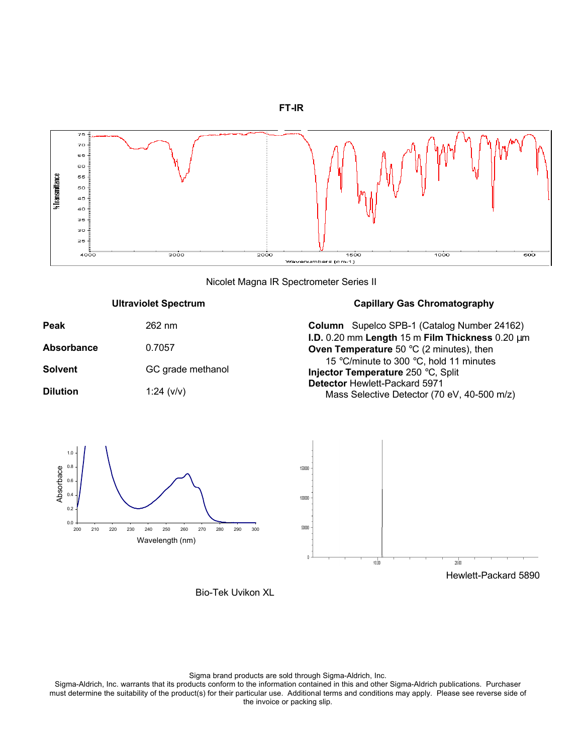## FT-IR

% Transmittance

75 70 65 60 55 50 45 40 35 30 25

4000 3000 2000 1500 1000 500

Wavenumbers (cm-1)

Nicolet Magna IR Spectrometer Series II

## Ultraviolet Spectrum

**Peak** 262 nm

**Absorbance** 0.7057

**Solvent** GC grade methanol

**Dilution** 1:24 (v/v)

## Capillary Gas Chromatography

**Column** Supelco SPB-1 (Catalog Number 24162)
**I.D.** 0.20 mm **Length** 15 m **Film Thickness** 0.20 µm
**Oven Temperature** 50 °C (2 minutes), then
15 °C/minute to 300 °C, hold 11 minutes
**Injector Temperature** 250 °C, Split
**Detector** Hewlett-Packard 5971
Mass Selective Detector (70 eV, 40-500 m/z)

Absorbance

1.0 0.8 0.6 0.4 0.2 0.0

200 210 220 230 240 250 260 270 280 290 300

Wavelength (nm)

Bio-Tek Uvikon XL

150000 100000 50000 0

10.00 20.00

Hewlett-Packard 5890

Sigma brand products are sold through Sigma-Aldrich, Inc.
Sigma-Aldrich, Inc. warrants that its products conform to the information contained in this and other Sigma-Aldrich publications. Purchaser must determine the suitability of the product(s) for their particular use. Additional terms and conditions may apply. Please see reverse side of the invoice or packing slip.